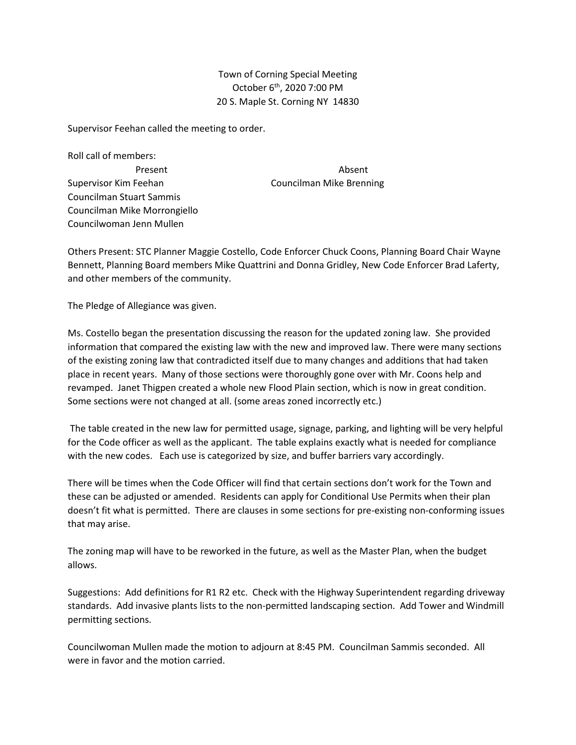Town of Corning Special Meeting
October 6th, 2020 7:00 PM
20 S. Maple St. Corning NY 14830

Supervisor Feehan called the meeting to order.

Roll call of members:

| Present | Absent |
|---|---|
| Supervisor Kim Feehan | Councilman Mike Brenning |
| Councilman Stuart Sammis | |
| Councilman Mike Morrongiello | |
| Councilwoman Jenn Mullen | |

Others Present: STC Planner Maggie Costello, Code Enforcer Chuck Coons, Planning Board Chair Wayne Bennett, Planning Board members Mike Quattrini and Donna Gridley, New Code Enforcer Brad Laferty, and other members of the community.

The Pledge of Allegiance was given.

Ms. Costello began the presentation discussing the reason for the updated zoning law. She provided information that compared the existing law with the new and improved law. There were many sections of the existing zoning law that contradicted itself due to many changes and additions that had taken place in recent years. Many of those sections were thoroughly gone over with Mr. Coons help and revamped. Janet Thigpen created a whole new Flood Plain section, which is now in great condition. Some sections were not changed at all. (some areas zoned incorrectly etc.)

The table created in the new law for permitted usage, signage, parking, and lighting will be very helpful for the Code officer as well as the applicant. The table explains exactly what is needed for compliance with the new codes. Each use is categorized by size, and buffer barriers vary accordingly.

There will be times when the Code Officer will find that certain sections don't work for the Town and these can be adjusted or amended. Residents can apply for Conditional Use Permits when their plan doesn't fit what is permitted. There are clauses in some sections for pre-existing non-conforming issues that may arise.

The zoning map will have to be reworked in the future, as well as the Master Plan, when the budget allows.

Suggestions: Add definitions for R1 R2 etc. Check with the Highway Superintendent regarding driveway standards. Add invasive plants lists to the non-permitted landscaping section. Add Tower and Windmill permitting sections.

Councilwoman Mullen made the motion to adjourn at 8:45 PM. Councilman Sammis seconded. All were in favor and the motion carried.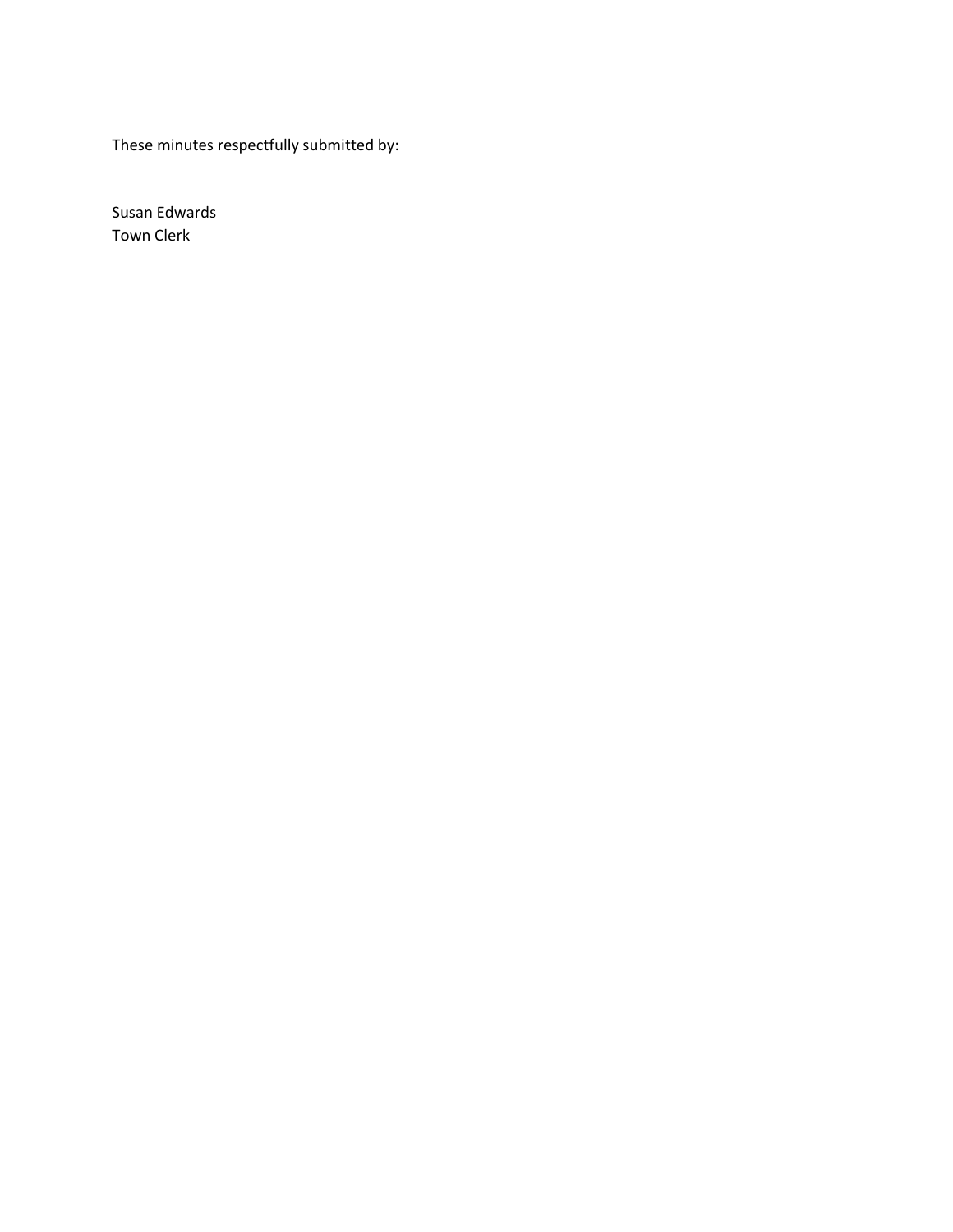These minutes respectfully submitted by:

Susan Edwards
Town Clerk